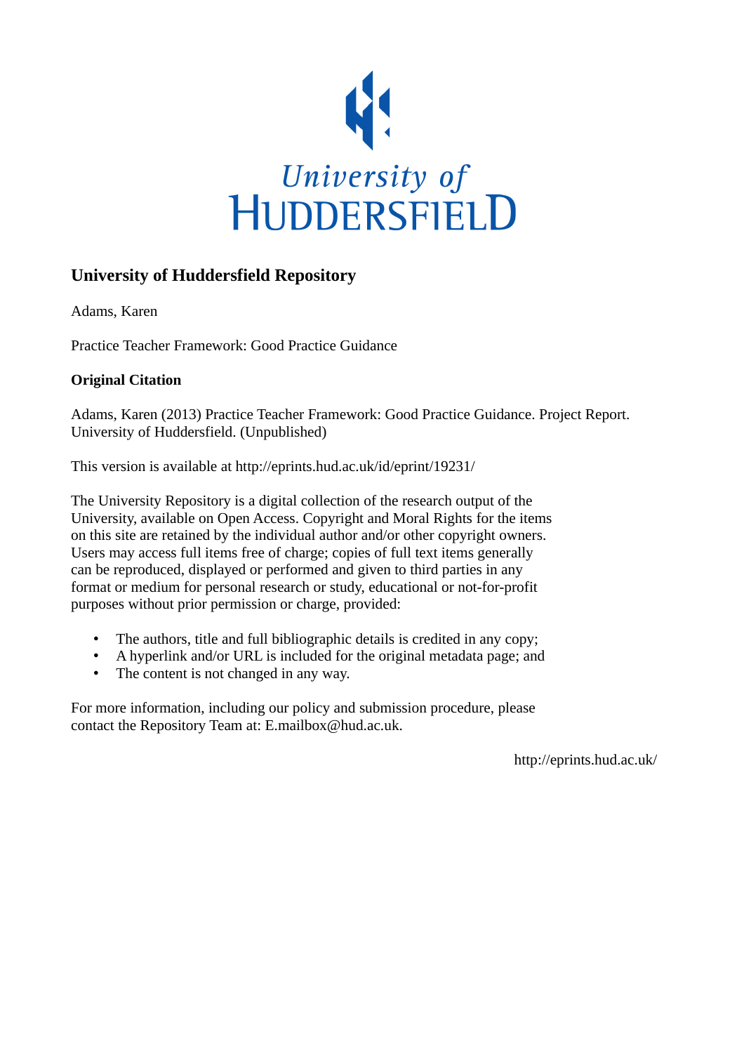University of
HUDDERSFIELD

## University of Huddersfield Repository

Adams, Karen

Practice Teacher Framework: Good Practice Guidance

### Original Citation

Adams, Karen (2013) Practice Teacher Framework: Good Practice Guidance. Project Report. University of Huddersfield. (Unpublished)

This version is available at http://eprints.hud.ac.uk/id/eprint/19231/

The University Repository is a digital collection of the research output of the University, available on Open Access. Copyright and Moral Rights for the items on this site are retained by the individual author and/or other copyright owners. Users may access full items free of charge; copies of full text items generally can be reproduced, displayed or performed and given to third parties in any format or medium for personal research or study, educational or not-for-profit purposes without prior permission or charge, provided:

- The authors, title and full bibliographic details is credited in any copy;
- A hyperlink and/or URL is included for the original metadata page; and
- The content is not changed in any way.

For more information, including our policy and submission procedure, please contact the Repository Team at: E.mailbox@hud.ac.uk.

http://eprints.hud.ac.uk/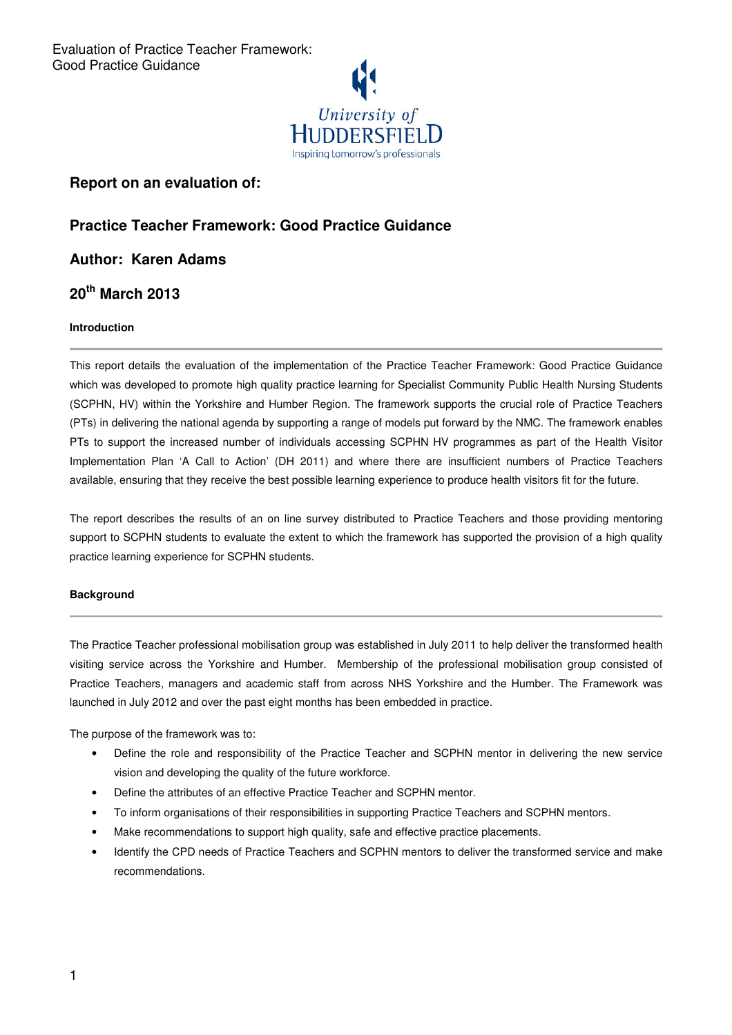# Report on an evaluation of:

## Practice Teacher Framework: Good Practice Guidance

## Author: Karen Adams

## 20th March 2013

### Introduction

This report details the evaluation of the implementation of the Practice Teacher Framework: Good Practice Guidance which was developed to promote high quality practice learning for Specialist Community Public Health Nursing Students (SCPHN, HV) within the Yorkshire and Humber Region. The framework supports the crucial role of Practice Teachers (PTs) in delivering the national agenda by supporting a range of models put forward by the NMC. The framework enables PTs to support the increased number of individuals accessing SCPHN HV programmes as part of the Health Visitor Implementation Plan 'A Call to Action' (DH 2011) and where there are insufficient numbers of Practice Teachers available, ensuring that they receive the best possible learning experience to produce health visitors fit for the future.

The report describes the results of an on line survey distributed to Practice Teachers and those providing mentoring support to SCPHN students to evaluate the extent to which the framework has supported the provision of a high quality practice learning experience for SCPHN students.

### Background

The Practice Teacher professional mobilisation group was established in July 2011 to help deliver the transformed health visiting service across the Yorkshire and Humber. Membership of the professional mobilisation group consisted of Practice Teachers, managers and academic staff from across NHS Yorkshire and the Humber. The Framework was launched in July 2012 and over the past eight months has been embedded in practice.

The purpose of the framework was to:

- Define the role and responsibility of the Practice Teacher and SCPHN mentor in delivering the new service vision and developing the quality of the future workforce.
- Define the attributes of an effective Practice Teacher and SCPHN mentor.
- To inform organisations of their responsibilities in supporting Practice Teachers and SCPHN mentors.
- Make recommendations to support high quality, safe and effective practice placements.
- Identify the CPD needs of Practice Teachers and SCPHN mentors to deliver the transformed service and make recommendations.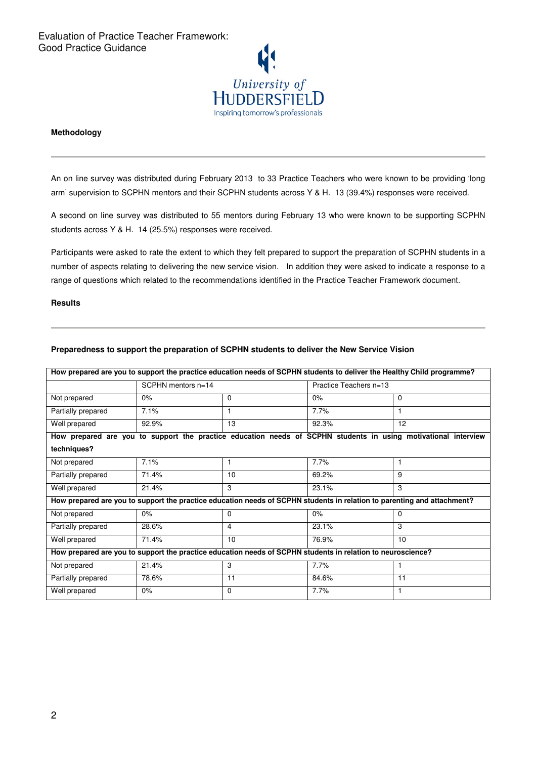Evaluation of Practice Teacher Framework:
Good Practice Guidance

University of HUDDERSFIELD
Inspiring tomorrow's professionals

## Methodology

An on line survey was distributed during February 2013 to 33 Practice Teachers who were known to be providing 'long arm' supervision to SCPHN mentors and their SCPHN students across Y & H. 13 (39.4%) responses were received.

A second on line survey was distributed to 55 mentors during February 13 who were known to be supporting SCPHN students across Y & H. 14 (25.5%) responses were received.

Participants were asked to rate the extent to which they felt prepared to support the preparation of SCPHN students in a number of aspects relating to delivering the new service vision. In addition they were asked to indicate a response to a range of questions which related to the recommendations identified in the Practice Teacher Framework document.

## Results

### Preparedness to support the preparation of SCPHN students to deliver the New Service Vision

| How prepared are you to support the practice education needs of SCPHN students to deliver the Healthy Child programme? | | | | |
|---|---|---|---|---|
| | SCPHN mentors n=14 | | Practice Teachers n=13 | |
| Not prepared | 0% | 0 | 0% | 0 |
| Partially prepared | 7.1% | 1 | 7.7% | 1 |
| Well prepared | 92.9% | 13 | 92.3% | 12 |
| **How prepared are you to support the practice education needs of SCPHN students in using motivational interview techniques?** | | | | |
| Not prepared | 7.1% | 1 | 7.7% | 1 |
| Partially prepared | 71.4% | 10 | 69.2% | 9 |
| Well prepared | 21.4% | 3 | 23.1% | 3 |
| **How prepared are you to support the practice education needs of SCPHN students in relation to parenting and attachment?** | | | | |
| Not prepared | 0% | 0 | 0% | 0 |
| Partially prepared | 28.6% | 4 | 23.1% | 3 |
| Well prepared | 71.4% | 10 | 76.9% | 10 |
| **How prepared are you to support the practice education needs of SCPHN students in relation to neuroscience?** | | | | |
| Not prepared | 21.4% | 3 | 7.7% | 1 |
| Partially prepared | 78.6% | 11 | 84.6% | 11 |
| Well prepared | 0% | 0 | 7.7% | 1 |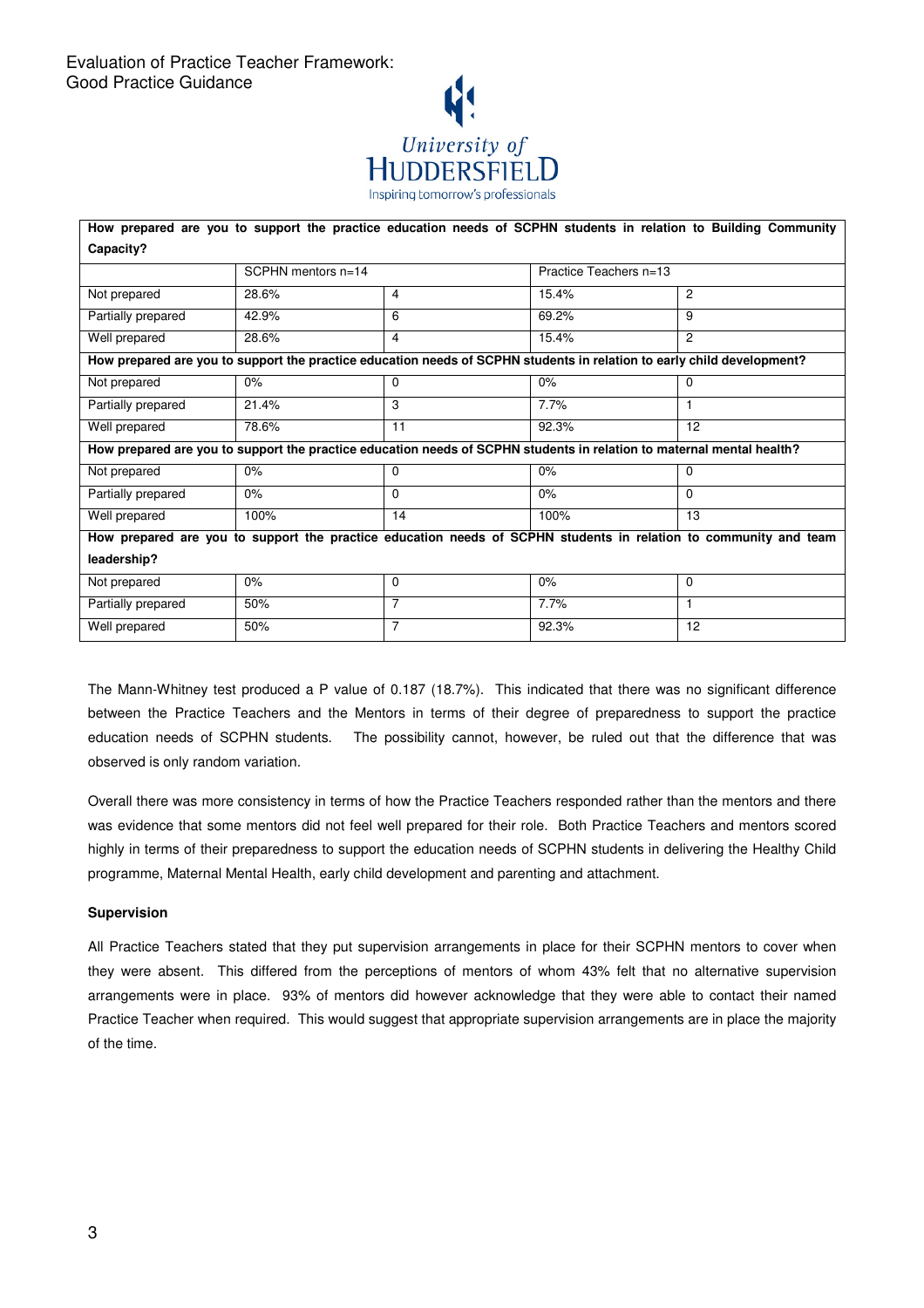| How prepared are you to support the practice education needs of SCPHN students in relation to Building Community Capacity? | | | | |
|---|---|---|---|---|
| | SCPHN mentors n=14 | | Practice Teachers n=13 | |
| Not prepared | 28.6% | 4 | 15.4% | 2 |
| Partially prepared | 42.9% | 6 | 69.2% | 9 |
| Well prepared | 28.6% | 4 | 15.4% | 2 |
| **How prepared are you to support the practice education needs of SCPHN students in relation to early child development?** | | | | |
| Not prepared | 0% | 0 | 0% | 0 |
| Partially prepared | 21.4% | 3 | 7.7% | 1 |
| Well prepared | 78.6% | 11 | 92.3% | 12 |
| **How prepared are you to support the practice education needs of SCPHN students in relation to maternal mental health?** | | | | |
| Not prepared | 0% | 0 | 0% | 0 |
| Partially prepared | 0% | 0 | 0% | 0 |
| Well prepared | 100% | 14 | 100% | 13 |
| **How prepared are you to support the practice education needs of SCPHN students in relation to community and team leadership?** | | | | |
| Not prepared | 0% | 0 | 0% | 0 |
| Partially prepared | 50% | 7 | 7.7% | 1 |
| Well prepared | 50% | 7 | 92.3% | 12 |

The Mann-Whitney test produced a P value of 0.187 (18.7%). This indicated that there was no significant difference between the Practice Teachers and the Mentors in terms of their degree of preparedness to support the practice education needs of SCPHN students. The possibility cannot, however, be ruled out that the difference that was observed is only random variation.

Overall there was more consistency in terms of how the Practice Teachers responded rather than the mentors and there was evidence that some mentors did not feel well prepared for their role. Both Practice Teachers and mentors scored highly in terms of their preparedness to support the education needs of SCPHN students in delivering the Healthy Child programme, Maternal Mental Health, early child development and parenting and attachment.

**Supervision**

All Practice Teachers stated that they put supervision arrangements in place for their SCPHN mentors to cover when they were absent. This differed from the perceptions of mentors of whom 43% felt that no alternative supervision arrangements were in place. 93% of mentors did however acknowledge that they were able to contact their named Practice Teacher when required. This would suggest that appropriate supervision arrangements are in place the majority of the time.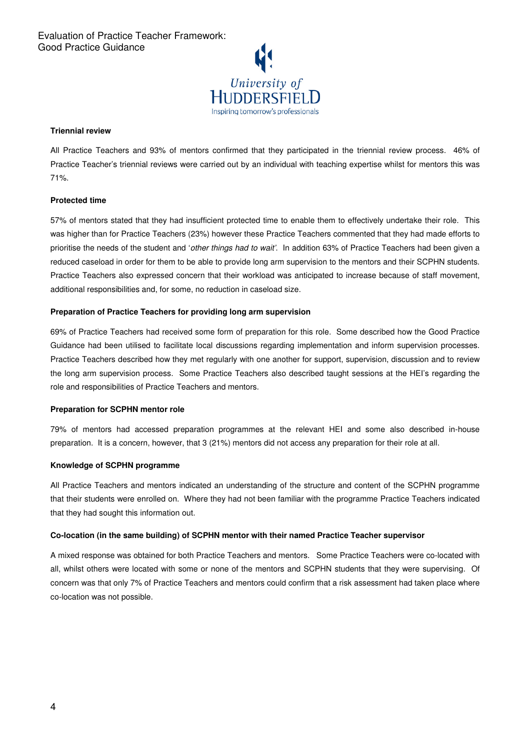### Triennial review

All Practice Teachers and 93% of mentors confirmed that they participated in the triennial review process. 46% of Practice Teacher's triennial reviews were carried out by an individual with teaching expertise whilst for mentors this was 71%.

### Protected time

57% of mentors stated that they had insufficient protected time to enable them to effectively undertake their role. This was higher than for Practice Teachers (23%) however these Practice Teachers commented that they had made efforts to prioritise the needs of the student and '*other things had to wait'*. In addition 63% of Practice Teachers had been given a reduced caseload in order for them to be able to provide long arm supervision to the mentors and their SCPHN students. Practice Teachers also expressed concern that their workload was anticipated to increase because of staff movement, additional responsibilities and, for some, no reduction in caseload size.

### Preparation of Practice Teachers for providing long arm supervision

69% of Practice Teachers had received some form of preparation for this role. Some described how the Good Practice Guidance had been utilised to facilitate local discussions regarding implementation and inform supervision processes. Practice Teachers described how they met regularly with one another for support, supervision, discussion and to review the long arm supervision process. Some Practice Teachers also described taught sessions at the HEI's regarding the role and responsibilities of Practice Teachers and mentors.

### Preparation for SCPHN mentor role

79% of mentors had accessed preparation programmes at the relevant HEI and some also described in-house preparation. It is a concern, however, that 3 (21%) mentors did not access any preparation for their role at all.

### Knowledge of SCPHN programme

All Practice Teachers and mentors indicated an understanding of the structure and content of the SCPHN programme that their students were enrolled on. Where they had not been familiar with the programme Practice Teachers indicated that they had sought this information out.

### Co-location (in the same building) of SCPHN mentor with their named Practice Teacher supervisor

A mixed response was obtained for both Practice Teachers and mentors. Some Practice Teachers were co-located with all, whilst others were located with some or none of the mentors and SCPHN students that they were supervising. Of concern was that only 7% of Practice Teachers and mentors could confirm that a risk assessment had taken place where co-location was not possible.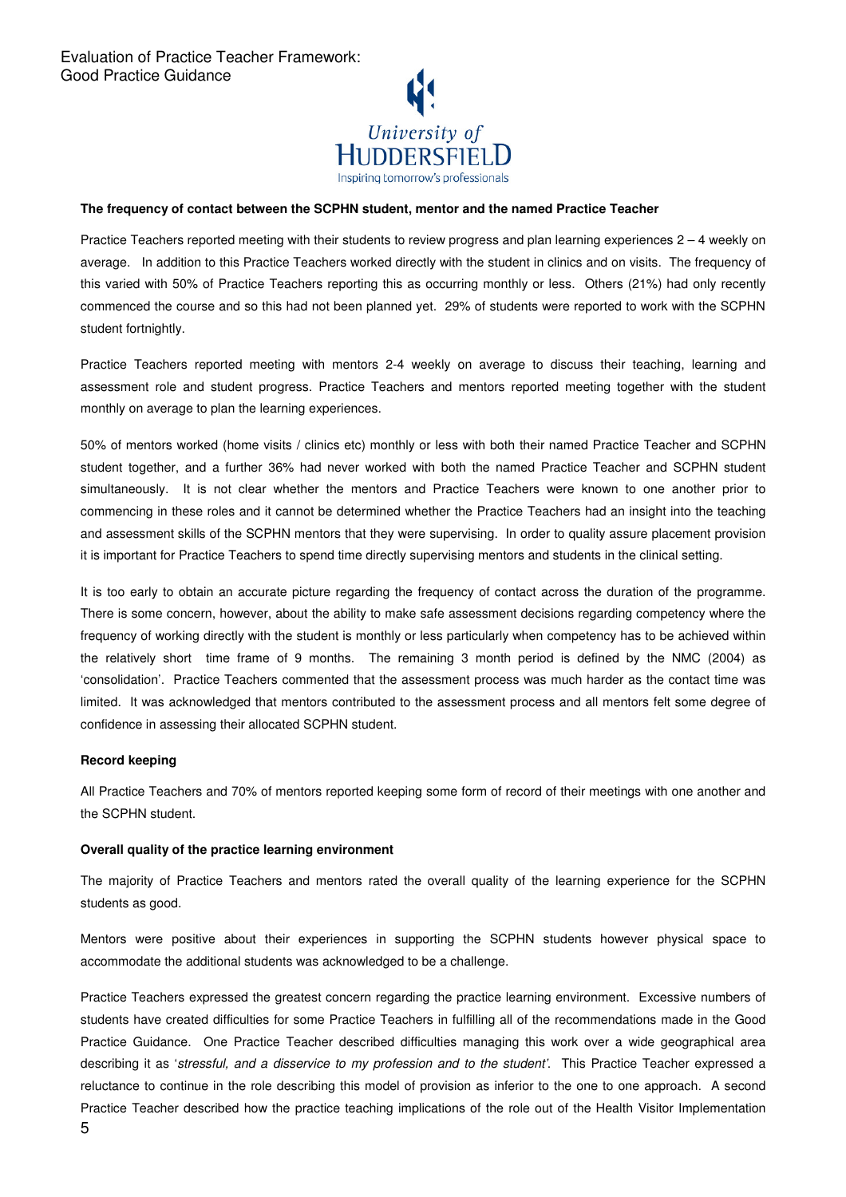**The frequency of contact between the SCPHN student, mentor and the named Practice Teacher**

Practice Teachers reported meeting with their students to review progress and plan learning experiences 2 – 4 weekly on average. In addition to this Practice Teachers worked directly with the student in clinics and on visits. The frequency of this varied with 50% of Practice Teachers reporting this as occurring monthly or less. Others (21%) had only recently commenced the course and so this had not been planned yet. 29% of students were reported to work with the SCPHN student fortnightly.

Practice Teachers reported meeting with mentors 2-4 weekly on average to discuss their teaching, learning and assessment role and student progress. Practice Teachers and mentors reported meeting together with the student monthly on average to plan the learning experiences.

50% of mentors worked (home visits / clinics etc) monthly or less with both their named Practice Teacher and SCPHN student together, and a further 36% had never worked with both the named Practice Teacher and SCPHN student simultaneously. It is not clear whether the mentors and Practice Teachers were known to one another prior to commencing in these roles and it cannot be determined whether the Practice Teachers had an insight into the teaching and assessment skills of the SCPHN mentors that they were supervising. In order to quality assure placement provision it is important for Practice Teachers to spend time directly supervising mentors and students in the clinical setting.

It is too early to obtain an accurate picture regarding the frequency of contact across the duration of the programme. There is some concern, however, about the ability to make safe assessment decisions regarding competency where the frequency of working directly with the student is monthly or less particularly when competency has to be achieved within the relatively short time frame of 9 months. The remaining 3 month period is defined by the NMC (2004) as 'consolidation'. Practice Teachers commented that the assessment process was much harder as the contact time was limited. It was acknowledged that mentors contributed to the assessment process and all mentors felt some degree of confidence in assessing their allocated SCPHN student.

**Record keeping**

All Practice Teachers and 70% of mentors reported keeping some form of record of their meetings with one another and the SCPHN student.

**Overall quality of the practice learning environment**

The majority of Practice Teachers and mentors rated the overall quality of the learning experience for the SCPHN students as good.

Mentors were positive about their experiences in supporting the SCPHN students however physical space to accommodate the additional students was acknowledged to be a challenge.

Practice Teachers expressed the greatest concern regarding the practice learning environment. Excessive numbers of students have created difficulties for some Practice Teachers in fulfilling all of the recommendations made in the Good Practice Guidance. One Practice Teacher described difficulties managing this work over a wide geographical area describing it as '*stressful, and a disservice to my profession and to the student'*. This Practice Teacher expressed a reluctance to continue in the role describing this model of provision as inferior to the one to one approach. A second Practice Teacher described how the practice teaching implications of the role out of the Health Visitor Implementation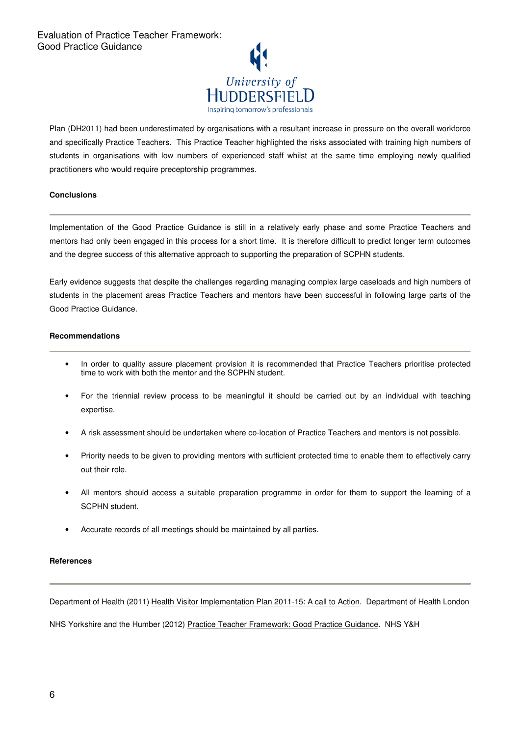Plan (DH2011) had been underestimated by organisations with a resultant increase in pressure on the overall workforce and specifically Practice Teachers. This Practice Teacher highlighted the risks associated with training high numbers of students in organisations with low numbers of experienced staff whilst at the same time employing newly qualified practitioners who would require preceptorship programmes.

**Conclusions**

Implementation of the Good Practice Guidance is still in a relatively early phase and some Practice Teachers and mentors had only been engaged in this process for a short time. It is therefore difficult to predict longer term outcomes and the degree success of this alternative approach to supporting the preparation of SCPHN students.

Early evidence suggests that despite the challenges regarding managing complex large caseloads and high numbers of students in the placement areas Practice Teachers and mentors have been successful in following large parts of the Good Practice Guidance.

**Recommendations**

- In order to quality assure placement provision it is recommended that Practice Teachers prioritise protected time to work with both the mentor and the SCPHN student.
- For the triennial review process to be meaningful it should be carried out by an individual with teaching expertise.
- A risk assessment should be undertaken where co-location of Practice Teachers and mentors is not possible.
- Priority needs to be given to providing mentors with sufficient protected time to enable them to effectively carry out their role.
- All mentors should access a suitable preparation programme in order for them to support the learning of a SCPHN student.
- Accurate records of all meetings should be maintained by all parties.

**References**

Department of Health (2011) Health Visitor Implementation Plan 2011-15: A call to Action. Department of Health London

NHS Yorkshire and the Humber (2012) Practice Teacher Framework: Good Practice Guidance. NHS Y&H